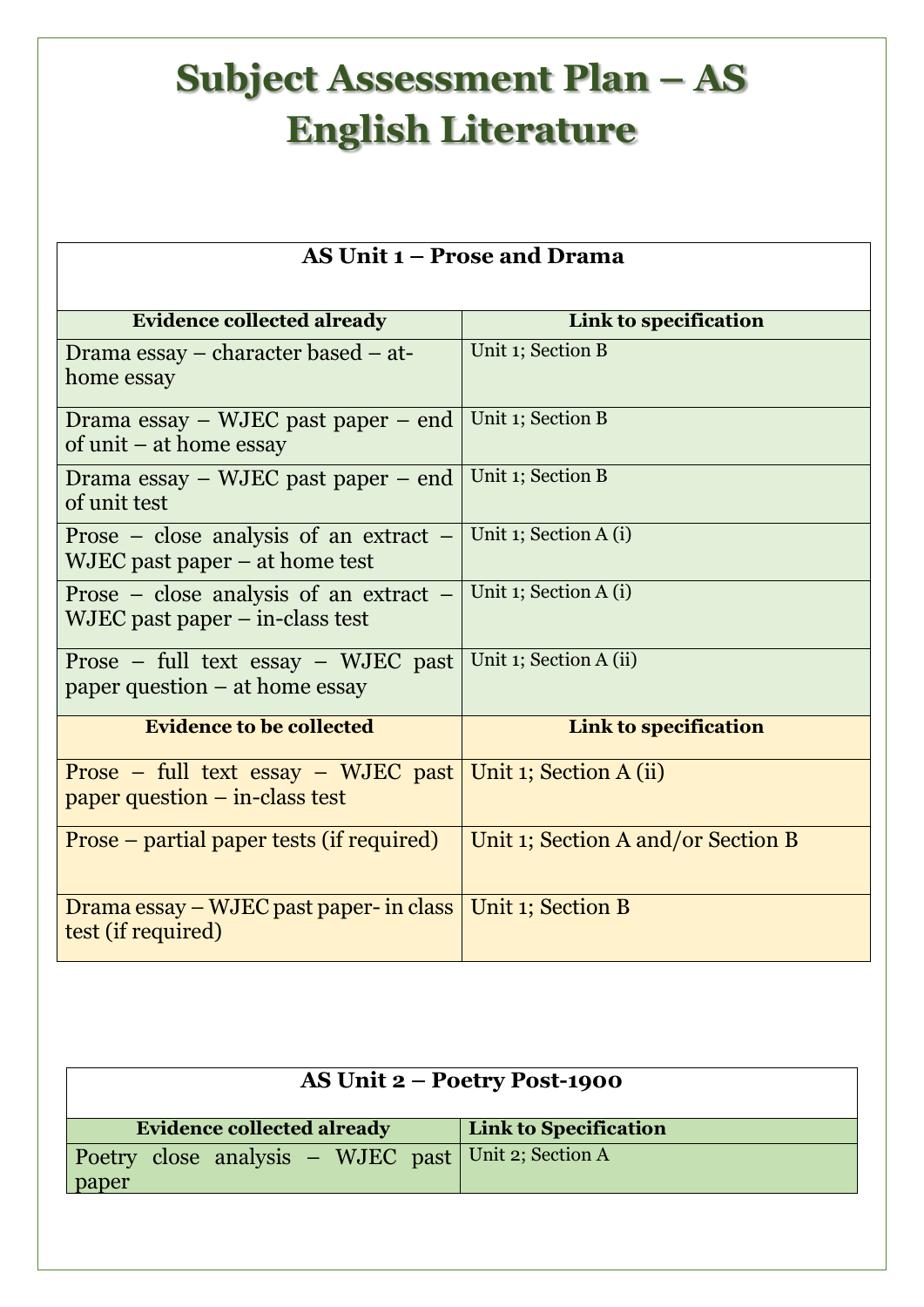# Subject Assessment Plan – AS English Literature

| AS Unit 1 – Prose and Drama | |
|---|---|
| **Evidence collected already** | **Link to specification** |
| Drama essay – character based – at-home essay | Unit 1; Section B |
| Drama essay – WJEC past paper – end of unit – at home essay | Unit 1; Section B |
| Drama essay – WJEC past paper – end of unit test | Unit 1; Section B |
| Prose – close analysis of an extract – WJEC past paper – at home test | Unit 1; Section A (i) |
| Prose – close analysis of an extract – WJEC past paper – in-class test | Unit 1; Section A (i) |
| Prose – full text essay – WJEC past paper question – at home essay | Unit 1; Section A (ii) |
| **Evidence to be collected** | **Link to specification** |
| Prose – full text essay – WJEC past paper question – in-class test | Unit 1; Section A (ii) |
| Prose – partial paper tests (if required) | Unit 1; Section A and/or Section B |
| Drama essay – WJEC past paper- in class test (if required) | Unit 1; Section B |

| AS Unit 2 – Poetry Post-1900 | |
|---|---|
| **Evidence collected already** | **Link to Specification** |
| Poetry close analysis – WJEC past paper | Unit 2; Section A |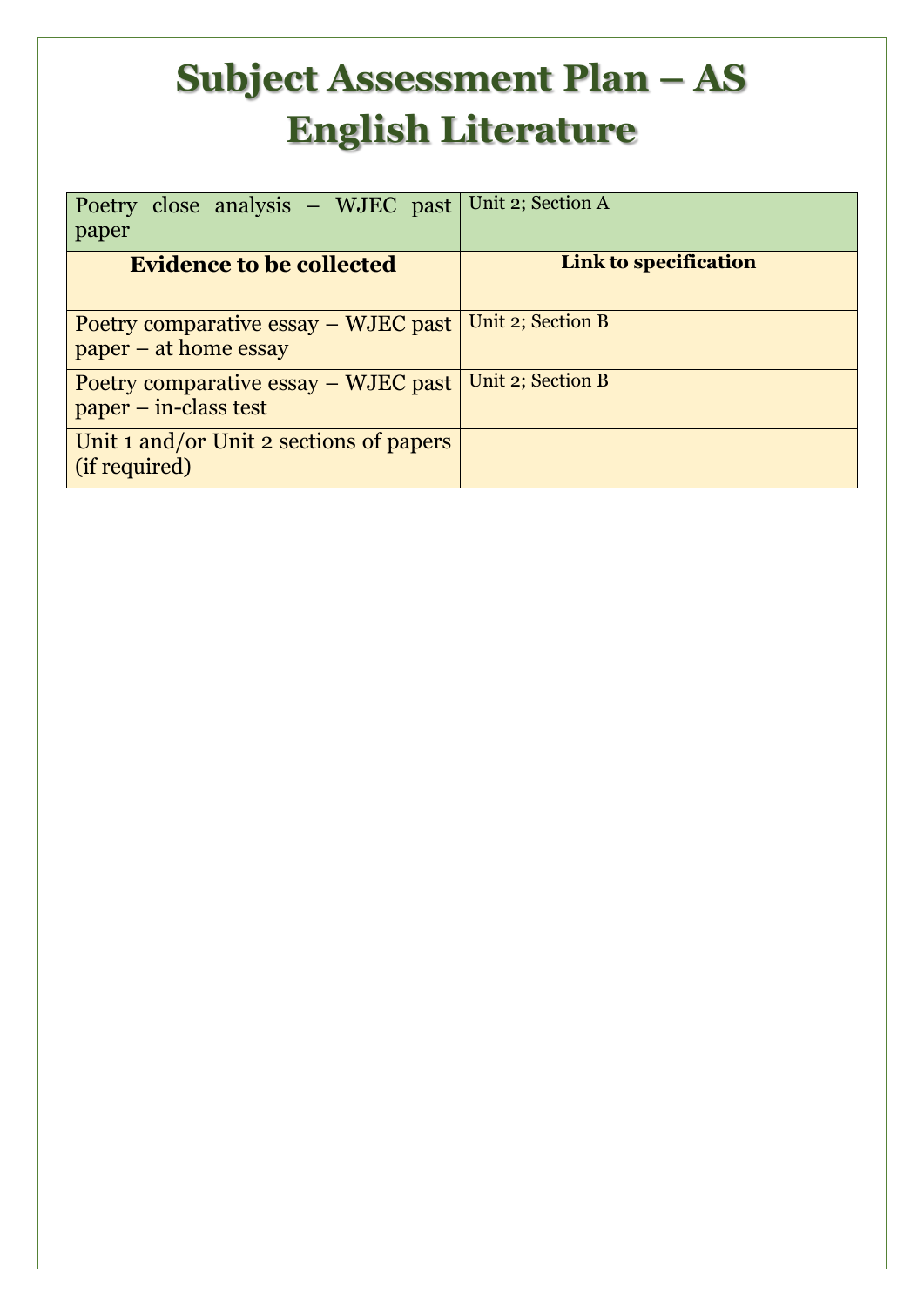# Subject Assessment Plan – AS English Literature

| | |
|---|---|
| Poetry close analysis – WJEC past paper | Unit 2; Section A |
| **Evidence to be collected** | **Link to specification** |
| Poetry comparative essay – WJEC past paper – at home essay | Unit 2; Section B |
| Poetry comparative essay – WJEC past paper – in-class test | Unit 2; Section B |
| Unit 1 and/or Unit 2 sections of papers (if required) | |